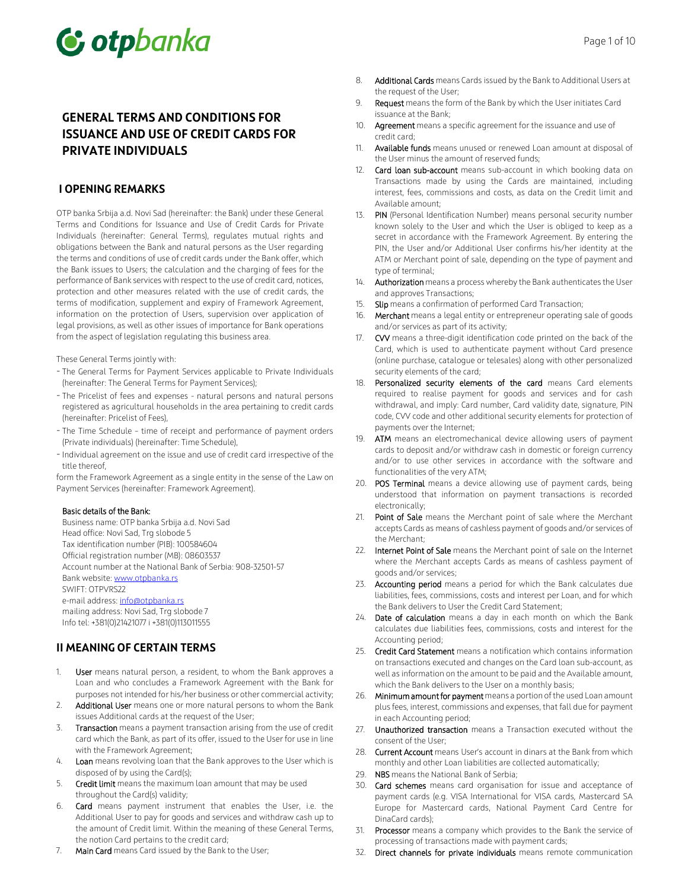# GENERAL TERMS AND CONDITIONS FOR ISSUANCE AND USE OF CREDIT CARDS FOR PRIVATE INDIVIDUALS

## I OPENING REMARKS

OTP banka Srbija a.d. Novi Sad (hereinafter: the Bank) under these General Terms and Conditions for Issuance and Use of Credit Cards for Private Individuals (hereinafter: General Terms), regulates mutual rights and obligations between the Bank and natural persons as the User regarding the terms and conditions of use of credit cards under the Bank offer, which the Bank issues to Users; the calculation and the charging of fees for the performance of Bank services with respect to the use of credit card, notices, protection and other measures related with the use of credit cards, the terms of modification, supplement and expiry of Framework Agreement, information on the protection of Users, supervision over application of legal provisions, as well as other issues of importance for Bank operations from the aspect of legislation regulating this business area.

These General Terms jointly with:

- The General Terms for Payment Services applicable to Private Individuals (hereinafter: The General Terms for Payment Services);
- The Pricelist of fees and expenses - natural persons and natural persons registered as agricultural households in the area pertaining to credit cards (hereinafter: Pricelist of Fees),
- The Time Schedule – time of receipt and performance of payment orders (Private individuals) (hereinafter: Time Schedule),
- Individual agreement on the issue and use of credit card irrespective of the title thereof,

form the Framework Agreement as a single entity in the sense of the Law on Payment Services (hereinafter: Framework Agreement).

Basic details of the Bank:
Business name: OTP banka Srbija a.d. Novi Sad
Head office: Novi Sad, Trg slobode 5
Tax identification number (PIB): 100584604
Official registration number (MB): 08603537
Account number at the National Bank of Serbia: 908-32501-57
Bank website: www.otpbanka.rs
SWIFT: OTPVRS22
e-mail address: info@otpbanka.rs
mailing address: Novi Sad, Trg slobode 7
Info tel: +381(0)21421077 i +381(0)113011555

## II MEANING OF CERTAIN TERMS

1. User means natural person, a resident, to whom the Bank approves a Loan and who concludes a Framework Agreement with the Bank for purposes not intended for his/her business or other commercial activity;
2. Additional User means one or more natural persons to whom the Bank issues Additional cards at the request of the User;
3. Transaction means a payment transaction arising from the use of credit card which the Bank, as part of its offer, issued to the User for use in line with the Framework Agreement;
4. Loan means revolving loan that the Bank approves to the User which is disposed of by using the Card(s);
5. Credit limit means the maximum loan amount that may be used throughout the Card(s) validity;
6. Card means payment instrument that enables the User, i.e. the Additional User to pay for goods and services and withdraw cash up to the amount of Credit limit. Within the meaning of these General Terms, the notion Card pertains to the credit card;
7. Main Card means Card issued by the Bank to the User;
8. Additional Cards means Cards issued by the Bank to Additional Users at the request of the User;
9. Request means the form of the Bank by which the User initiates Card issuance at the Bank;
10. Agreement means a specific agreement for the issuance and use of credit card;
11. Available funds means unused or renewed Loan amount at disposal of the User minus the amount of reserved funds;
12. Card loan sub-account means sub-account in which booking data on Transactions made by using the Cards are maintained, including interest, fees, commissions and costs, as data on the Credit limit and Available amount;
13. PIN (Personal Identification Number) means personal security number known solely to the User and which the User is obliged to keep as a secret in accordance with the Framework Agreement. By entering the PIN, the User and/or Additional User confirms his/her identity at the ATM or Merchant point of sale, depending on the type of payment and type of terminal;
14. Authorization means a process whereby the Bank authenticates the User and approves Transactions;
15. Slip means a confirmation of performed Card Transaction;
16. Merchant means a legal entity or entrepreneur operating sale of goods and/or services as part of its activity;
17. CVV means a three-digit identification code printed on the back of the Card, which is used to authenticate payment without Card presence (online purchase, catalogue or telesales) along with other personalized security elements of the card;
18. Personalized security elements of the card means Card elements required to realise payment for goods and services and for cash withdrawal, and imply: Card number, Card validity date, signature, PIN code, CVV code and other additional security elements for protection of payments over the Internet;
19. ATM means an electromechanical device allowing users of payment cards to deposit and/or withdraw cash in domestic or foreign currency and/or to use other services in accordance with the software and functionalities of the very ATM;
20. POS Terminal means a device allowing use of payment cards, being understood that information on payment transactions is recorded electronically;
21. Point of Sale means the Merchant point of sale where the Merchant accepts Cards as means of cashless payment of goods and/or services of the Merchant;
22. Internet Point of Sale means the Merchant point of sale on the Internet where the Merchant accepts Cards as means of cashless payment of goods and/or services;
23. Accounting period means a period for which the Bank calculates due liabilities, fees, commissions, costs and interest per Loan, and for which the Bank delivers to User the Credit Card Statement;
24. Date of calculation means a day in each month on which the Bank calculates due liabilities fees, commissions, costs and interest for the Accounting period;
25. Credit Card Statement means a notification which contains information on transactions executed and changes on the Card loan sub-account, as well as information on the amount to be paid and the Available amount, which the Bank delivers to the User on a monthly basis;
26. Minimum amount for payment means a portion of the used Loan amount plus fees, interest, commissions and expenses, that fall due for payment in each Accounting period;
27. Unauthorized transaction means a Transaction executed without the consent of the User;
28. Current Account means User's account in dinars at the Bank from which monthly and other Loan liabilities are collected automatically;
29. NBS means the National Bank of Serbia;
30. Card schemes means card organisation for issue and acceptance of payment cards (e.g. VISA International for VISA cards, Mastercard SA Europe for Mastercard cards, National Payment Card Centre for DinaCard cards);
31. Processor means a company which provides to the Bank the service of processing of transactions made with payment cards;
32. Direct channels for private individuals means remote communication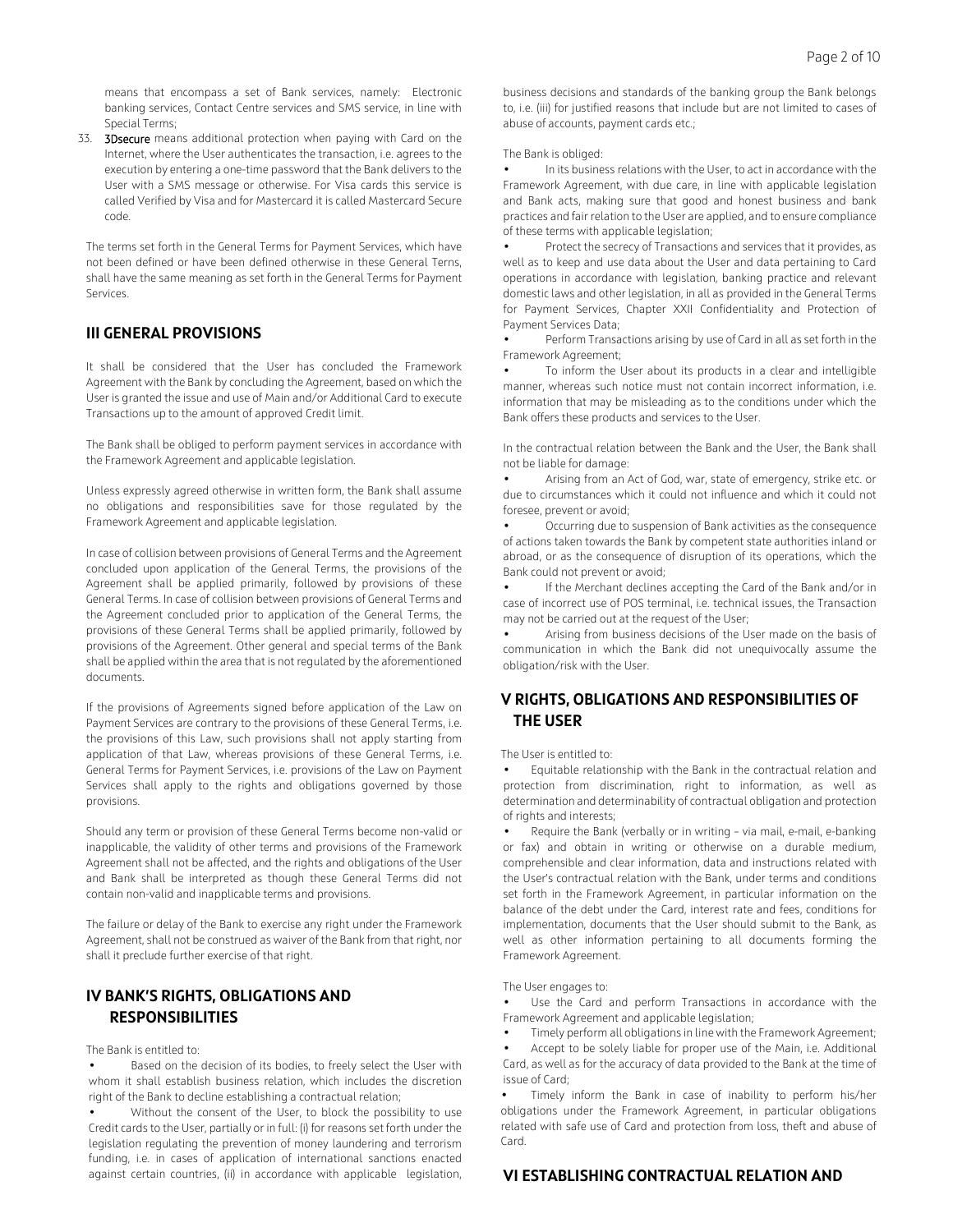means that encompass a set of Bank services, namely: Electronic banking services, Contact Centre services and SMS service, in line with Special Terms;

33. **3Dsecure** means additional protection when paying with Card on the Internet, where the User authenticates the transaction, i.e. agrees to the execution by entering a one-time password that the Bank delivers to the User with a SMS message or otherwise. For Visa cards this service is called Verified by Visa and for Mastercard it is called Mastercard Secure code.

The terms set forth in the General Terms for Payment Services, which have not been defined or have been defined otherwise in these General Terns, shall have the same meaning as set forth in the General Terms for Payment Services.

## III GENERAL PROVISIONS

It shall be considered that the User has concluded the Framework Agreement with the Bank by concluding the Agreement, based on which the User is granted the issue and use of Main and/or Additional Card to execute Transactions up to the amount of approved Credit limit.

The Bank shall be obliged to perform payment services in accordance with the Framework Agreement and applicable legislation.

Unless expressly agreed otherwise in written form, the Bank shall assume no obligations and responsibilities save for those regulated by the Framework Agreement and applicable legislation.

In case of collision between provisions of General Terms and the Agreement concluded upon application of the General Terms, the provisions of the Agreement shall be applied primarily, followed by provisions of these General Terms. In case of collision between provisions of General Terms and the Agreement concluded prior to application of the General Terms, the provisions of these General Terms shall be applied primarily, followed by provisions of the Agreement. Other general and special terms of the Bank shall be applied within the area that is not regulated by the aforementioned documents.

If the provisions of Agreements signed before application of the Law on Payment Services are contrary to the provisions of these General Terms, i.e. the provisions of this Law, such provisions shall not apply starting from application of that Law, whereas provisions of these General Terms, i.e. General Terms for Payment Services, i.e. provisions of the Law on Payment Services shall apply to the rights and obligations governed by those provisions.

Should any term or provision of these General Terms become non-valid or inapplicable, the validity of other terms and provisions of the Framework Agreement shall not be affected, and the rights and obligations of the User and Bank shall be interpreted as though these General Terms did not contain non-valid and inapplicable terms and provisions.

The failure or delay of the Bank to exercise any right under the Framework Agreement, shall not be construed as waiver of the Bank from that right, nor shall it preclude further exercise of that right.

## IV BANK'S RIGHTS, OBLIGATIONS AND RESPONSIBILITIES

The Bank is entitled to:

- Based on the decision of its bodies, to freely select the User with whom it shall establish business relation, which includes the discretion right of the Bank to decline establishing a contractual relation;
- Without the consent of the User, to block the possibility to use Credit cards to the User, partially or in full: (i) for reasons set forth under the legislation regulating the prevention of money laundering and terrorism funding, i.e. in cases of application of international sanctions enacted against certain countries, (ii) in accordance with applicable legislation, business decisions and standards of the banking group the Bank belongs to, i.e. (iii) for justified reasons that include but are not limited to cases of abuse of accounts, payment cards etc.;

The Bank is obliged:

- In its business relations with the User, to act in accordance with the Framework Agreement, with due care, in line with applicable legislation and Bank acts, making sure that good and honest business and bank practices and fair relation to the User are applied, and to ensure compliance of these terms with applicable legislation;
- Protect the secrecy of Transactions and services that it provides, as well as to keep and use data about the User and data pertaining to Card operations in accordance with legislation, banking practice and relevant domestic laws and other legislation, in all as provided in the General Terms for Payment Services, Chapter XXII Confidentiality and Protection of Payment Services Data;
- Perform Transactions arising by use of Card in all as set forth in the Framework Agreement;
- To inform the User about its products in a clear and intelligible manner, whereas such notice must not contain incorrect information, i.e. information that may be misleading as to the conditions under which the Bank offers these products and services to the User.

In the contractual relation between the Bank and the User, the Bank shall not be liable for damage:

- Arising from an Act of God, war, state of emergency, strike etc. or due to circumstances which it could not influence and which it could not foresee, prevent or avoid;
- Occurring due to suspension of Bank activities as the consequence of actions taken towards the Bank by competent state authorities inland or abroad, or as the consequence of disruption of its operations, which the Bank could not prevent or avoid;
- If the Merchant declines accepting the Card of the Bank and/or in case of incorrect use of POS terminal, i.e. technical issues, the Transaction may not be carried out at the request of the User;
- Arising from business decisions of the User made on the basis of communication in which the Bank did not unequivocally assume the obligation/risk with the User.

## V RIGHTS, OBLIGATIONS AND RESPONSIBILITIES OF THE USER

The User is entitled to:

- Equitable relationship with the Bank in the contractual relation and protection from discrimination, right to information, as well as determination and determinability of contractual obligation and protection of rights and interests;
- Require the Bank (verbally or in writing – via mail, e-mail, e-banking or fax) and obtain in writing or otherwise on a durable medium, comprehensible and clear information, data and instructions related with the User's contractual relation with the Bank, under terms and conditions set forth in the Framework Agreement, in particular information on the balance of the debt under the Card, interest rate and fees, conditions for implementation, documents that the User should submit to the Bank, as well as other information pertaining to all documents forming the Framework Agreement.

The User engages to:

- Use the Card and perform Transactions in accordance with the Framework Agreement and applicable legislation;
- Timely perform all obligations in line with the Framework Agreement;
- Accept to be solely liable for proper use of the Main, i.e. Additional Card, as well as for the accuracy of data provided to the Bank at the time of issue of Card;
- Timely inform the Bank in case of inability to perform his/her obligations under the Framework Agreement, in particular obligations related with safe use of Card and protection from loss, theft and abuse of Card.

## VI ESTABLISHING CONTRACTUAL RELATION AND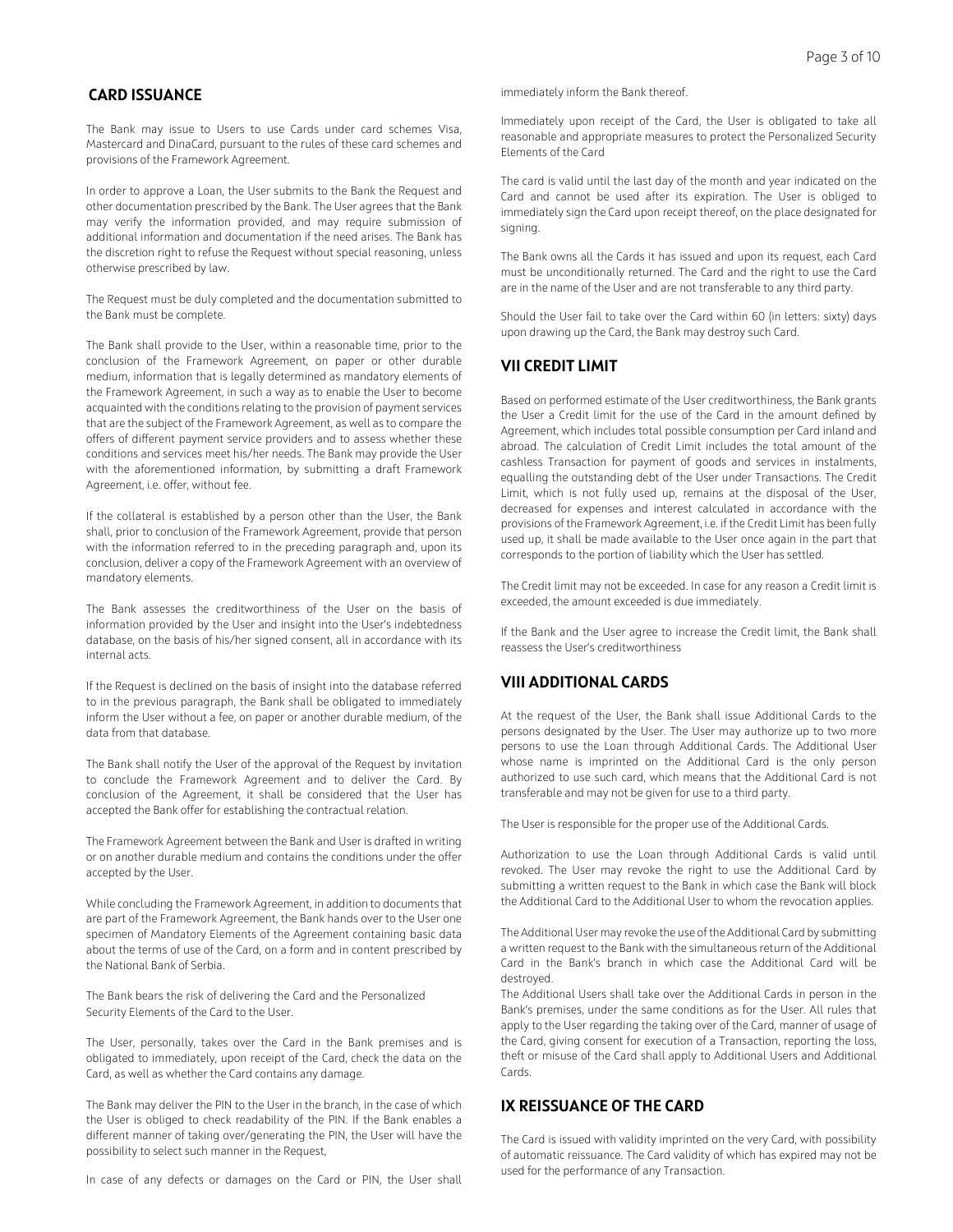## CARD ISSUANCE

The Bank may issue to Users to use Cards under card schemes Visa, Mastercard and DinaCard, pursuant to the rules of these card schemes and provisions of the Framework Agreement.

In order to approve a Loan, the User submits to the Bank the Request and other documentation prescribed by the Bank. The User agrees that the Bank may verify the information provided, and may require submission of additional information and documentation if the need arises. The Bank has the discretion right to refuse the Request without special reasoning, unless otherwise prescribed by law.

The Request must be duly completed and the documentation submitted to the Bank must be complete.

The Bank shall provide to the User, within a reasonable time, prior to the conclusion of the Framework Agreement, on paper or other durable medium, information that is legally determined as mandatory elements of the Framework Agreement, in such a way as to enable the User to become acquainted with the conditions relating to the provision of payment services that are the subject of the Framework Agreement, as well as to compare the offers of different payment service providers and to assess whether these conditions and services meet his/her needs. The Bank may provide the User with the aforementioned information, by submitting a draft Framework Agreement, i.e. offer, without fee.

If the collateral is established by a person other than the User, the Bank shall, prior to conclusion of the Framework Agreement, provide that person with the information referred to in the preceding paragraph and, upon its conclusion, deliver a copy of the Framework Agreement with an overview of mandatory elements.

The Bank assesses the creditworthiness of the User on the basis of information provided by the User and insight into the User's indebtedness database, on the basis of his/her signed consent, all in accordance with its internal acts.

If the Request is declined on the basis of insight into the database referred to in the previous paragraph, the Bank shall be obligated to immediately inform the User without a fee, on paper or another durable medium, of the data from that database.

The Bank shall notify the User of the approval of the Request by invitation to conclude the Framework Agreement and to deliver the Card. By conclusion of the Agreement, it shall be considered that the User has accepted the Bank offer for establishing the contractual relation.

The Framework Agreement between the Bank and User is drafted in writing or on another durable medium and contains the conditions under the offer accepted by the User.

While concluding the Framework Agreement, in addition to documents that are part of the Framework Agreement, the Bank hands over to the User one specimen of Mandatory Elements of the Agreement containing basic data about the terms of use of the Card, on a form and in content prescribed by the National Bank of Serbia.

The Bank bears the risk of delivering the Card and the Personalized Security Elements of the Card to the User.

The User, personally, takes over the Card in the Bank premises and is obligated to immediately, upon receipt of the Card, check the data on the Card, as well as whether the Card contains any damage.

The Bank may deliver the PIN to the User in the branch, in the case of which the User is obliged to check readability of the PIN. If the Bank enables a different manner of taking over/generating the PIN, the User will have the possibility to select such manner in the Request,

In case of any defects or damages on the Card or PIN, the User shall immediately inform the Bank thereof.

Immediately upon receipt of the Card, the User is obligated to take all reasonable and appropriate measures to protect the Personalized Security Elements of the Card

The card is valid until the last day of the month and year indicated on the Card and cannot be used after its expiration. The User is obliged to immediately sign the Card upon receipt thereof, on the place designated for signing.

The Bank owns all the Cards it has issued and upon its request, each Card must be unconditionally returned. The Card and the right to use the Card are in the name of the User and are not transferable to any third party.

Should the User fail to take over the Card within 60 (in letters: sixty) days upon drawing up the Card, the Bank may destroy such Card.

## VII CREDIT LIMIT

Based on performed estimate of the User creditworthiness, the Bank grants the User a Credit limit for the use of the Card in the amount defined by Agreement, which includes total possible consumption per Card inland and abroad. The calculation of Credit Limit includes the total amount of the cashless Transaction for payment of goods and services in instalments, equalling the outstanding debt of the User under Transactions. The Credit Limit, which is not fully used up, remains at the disposal of the User, decreased for expenses and interest calculated in accordance with the provisions of the Framework Agreement, i.e. if the Credit Limit has been fully used up, it shall be made available to the User once again in the part that corresponds to the portion of liability which the User has settled.

The Credit limit may not be exceeded. In case for any reason a Credit limit is exceeded, the amount exceeded is due immediately.

If the Bank and the User agree to increase the Credit limit, the Bank shall reassess the User's creditworthiness

## VIII ADDITIONAL CARDS

At the request of the User, the Bank shall issue Additional Cards to the persons designated by the User. The User may authorize up to two more persons to use the Loan through Additional Cards. The Additional User whose name is imprinted on the Additional Card is the only person authorized to use such card, which means that the Additional Card is not transferable and may not be given for use to a third party.

The User is responsible for the proper use of the Additional Cards.

Authorization to use the Loan through Additional Cards is valid until revoked. The User may revoke the right to use the Additional Card by submitting a written request to the Bank in which case the Bank will block the Additional Card to the Additional User to whom the revocation applies.

The Additional User may revoke the use of the Additional Card by submitting a written request to the Bank with the simultaneous return of the Additional Card in the Bank's branch in which case the Additional Card will be destroyed.

The Additional Users shall take over the Additional Cards in person in the Bank's premises, under the same conditions as for the User. All rules that apply to the User regarding the taking over of the Card, manner of usage of the Card, giving consent for execution of a Transaction, reporting the loss, theft or misuse of the Card shall apply to Additional Users and Additional Cards.

## IX REISSUANCE OF THE CARD

The Card is issued with validity imprinted on the very Card, with possibility of automatic reissuance. The Card validity of which has expired may not be used for the performance of any Transaction.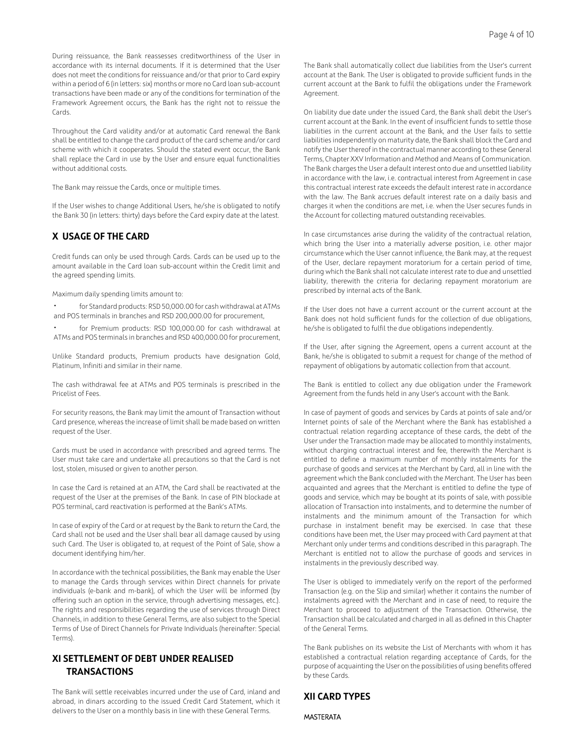During reissuance, the Bank reassesses creditworthiness of the User in accordance with its internal documents. If it is determined that the User does not meet the conditions for reissuance and/or that prior to Card expiry within a period of 6 (in letters: six) months or more no Card loan sub-account transactions have been made or any of the conditions for termination of the Framework Agreement occurs, the Bank has the right not to reissue the Cards.

Throughout the Card validity and/or at automatic Card renewal the Bank shall be entitled to change the card product of the card scheme and/or card scheme with which it cooperates. Should the stated event occur, the Bank shall replace the Card in use by the User and ensure equal functionalities without additional costs.

The Bank may reissue the Cards, once or multiple times.

If the User wishes to change Additional Users, he/she is obligated to notify the Bank 30 (in letters: thirty) days before the Card expiry date at the latest.

## X USAGE OF THE CARD

Credit funds can only be used through Cards. Cards can be used up to the amount available in the Card loan sub-account within the Credit limit and the agreed spending limits.

Maximum daily spending limits amount to:

- for Standard products: RSD 50,000.00 for cash withdrawal at ATMs and POS terminals in branches and RSD 200,000.00 for procurement,
- for Premium products: RSD 100,000.00 for cash withdrawal at ATMs and POS terminals in branches and RSD 400,000.00 for procurement,

Unlike Standard products, Premium products have designation Gold, Platinum, Infiniti and similar in their name.

The cash withdrawal fee at ATMs and POS terminals is prescribed in the Pricelist of Fees.

For security reasons, the Bank may limit the amount of Transaction without Card presence, whereas the increase of limit shall be made based on written request of the User.

Cards must be used in accordance with prescribed and agreed terms. The User must take care and undertake all precautions so that the Card is not lost, stolen, misused or given to another person.

In case the Card is retained at an ATM, the Card shall be reactivated at the request of the User at the premises of the Bank. In case of PIN blockade at POS terminal, card reactivation is performed at the Bank's ATMs.

In case of expiry of the Card or at request by the Bank to return the Card, the Card shall not be used and the User shall bear all damage caused by using such Card. The User is obligated to, at request of the Point of Sale, show a document identifying him/her.

In accordance with the technical possibilities, the Bank may enable the User to manage the Cards through services within Direct channels for private individuals (e-bank and m-bank), of which the User will be informed (by offering such an option in the service, through advertising messages, etc.). The rights and responsibilities regarding the use of services through Direct Channels, in addition to these General Terms, are also subject to the Special Terms of Use of Direct Channels for Private Individuals (hereinafter: Special Terms).

## XI SETTLEMENT OF DEBT UNDER REALISED TRANSACTIONS

The Bank will settle receivables incurred under the use of Card, inland and abroad, in dinars according to the issued Credit Card Statement, which it delivers to the User on a monthly basis in line with these General Terms.

The Bank shall automatically collect due liabilities from the User's current account at the Bank. The User is obligated to provide sufficient funds in the current account at the Bank to fulfil the obligations under the Framework Agreement.

On liability due date under the issued Card, the Bank shall debit the User's current account at the Bank. In the event of insufficient funds to settle those liabilities in the current account at the Bank, and the User fails to settle liabilities independently on maturity date, the Bank shall block the Card and notify the User thereof in the contractual manner according to these General Terms, Chapter XXV Information and Method and Means of Communication. The Bank charges the User a default interest onto due and unsettled liability in accordance with the law, i.e. contractual interest from Agreement in case this contractual interest rate exceeds the default interest rate in accordance with the law. The Bank accrues default interest rate on a daily basis and charges it when the conditions are met, i.e. when the User secures funds in the Account for collecting matured outstanding receivables.

In case circumstances arise during the validity of the contractual relation, which bring the User into a materially adverse position, i.e. other major circumstance which the User cannot influence, the Bank may, at the request of the User, declare repayment moratorium for a certain period of time, during which the Bank shall not calculate interest rate to due and unsettled liability, therewith the criteria for declaring repayment moratorium are prescribed by internal acts of the Bank.

If the User does not have a current account or the current account at the Bank does not hold sufficient funds for the collection of due obligations, he/she is obligated to fulfil the due obligations independently.

If the User, after signing the Agreement, opens a current account at the Bank, he/she is obligated to submit a request for change of the method of repayment of obligations by automatic collection from that account.

The Bank is entitled to collect any due obligation under the Framework Agreement from the funds held in any User's account with the Bank.

In case of payment of goods and services by Cards at points of sale and/or Internet points of sale of the Merchant where the Bank has established a contractual relation regarding acceptance of these cards, the debt of the User under the Transaction made may be allocated to monthly instalments, without charging contractual interest and fee, therewith the Merchant is entitled to define a maximum number of monthly instalments for the purchase of goods and services at the Merchant by Card, all in line with the agreement which the Bank concluded with the Merchant. The User has been acquainted and agrees that the Merchant is entitled to define the type of goods and service, which may be bought at its points of sale, with possible allocation of Transaction into instalments, and to determine the number of instalments and the minimum amount of the Transaction for which purchase in instalment benefit may be exercised. In case that these conditions have been met, the User may proceed with Card payment at that Merchant only under terms and conditions described in this paragraph. The Merchant is entitled not to allow the purchase of goods and services in instalments in the previously described way.

The User is obliged to immediately verify on the report of the performed Transaction (e.g. on the Slip and similar) whether it contains the number of instalments agreed with the Merchant and in case of need, to require the Merchant to proceed to adjustment of the Transaction. Otherwise, the Transaction shall be calculated and charged in all as defined in this Chapter of the General Terms.

The Bank publishes on its website the List of Merchants with whom it has established a contractual relation regarding acceptance of Cards, for the purpose of acquainting the User on the possibilities of using benefits offered by these Cards.

## XII CARD TYPES

MASTERATA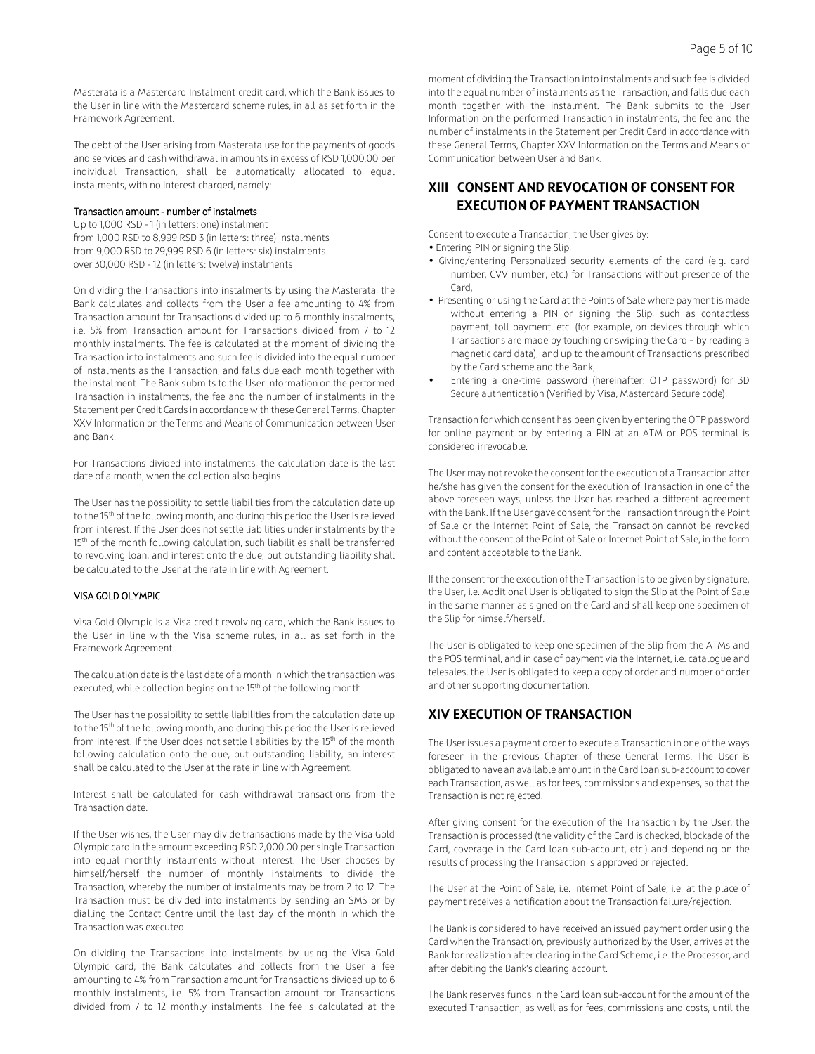Masterata is a Mastercard Instalment credit card, which the Bank issues to the User in line with the Mastercard scheme rules, in all as set forth in the Framework Agreement.

The debt of the User arising from Masterata use for the payments of goods and services and cash withdrawal in amounts in excess of RSD 1,000.00 per individual Transaction, shall be automatically allocated to equal instalments, with no interest charged, namely:

Transaction amount - number of instalmets

Up to 1,000 RSD - 1 (in letters: one) instalment
from 1,000 RSD to 8,999 RSD 3 (in letters: three) instalments
from 9,000 RSD to 29,999 RSD 6 (in letters: six) instalments
over 30,000 RSD - 12 (in letters: twelve) instalments

On dividing the Transactions into instalments by using the Masterata, the Bank calculates and collects from the User a fee amounting to 4% from Transaction amount for Transactions divided up to 6 monthly instalments, i.e. 5% from Transaction amount for Transactions divided from 7 to 12 monthly instalments. The fee is calculated at the moment of dividing the Transaction into instalments and such fee is divided into the equal number of instalments as the Transaction, and falls due each month together with the instalment. The Bank submits to the User Information on the performed Transaction in instalments, the fee and the number of instalments in the Statement per Credit Cards in accordance with these General Terms, Chapter XXV Information on the Terms and Means of Communication between User and Bank.

For Transactions divided into instalments, the calculation date is the last date of a month, when the collection also begins.

The User has the possibility to settle liabilities from the calculation date up to the 15th of the following month, and during this period the User is relieved from interest. If the User does not settle liabilities under instalments by the 15th of the month following calculation, such liabilities shall be transferred to revolving loan, and interest onto the due, but outstanding liability shall be calculated to the User at the rate in line with Agreement.

VISA GOLD OLYMPIC

Visa Gold Olympic is a Visa credit revolving card, which the Bank issues to the User in line with the Visa scheme rules, in all as set forth in the Framework Agreement.

The calculation date is the last date of a month in which the transaction was executed, while collection begins on the 15th of the following month.

The User has the possibility to settle liabilities from the calculation date up to the 15th of the following month, and during this period the User is relieved from interest. If the User does not settle liabilities by the 15th of the month following calculation onto the due, but outstanding liability, an interest shall be calculated to the User at the rate in line with Agreement.

Interest shall be calculated for cash withdrawal transactions from the Transaction date.

If the User wishes, the User may divide transactions made by the Visa Gold Olympic card in the amount exceeding RSD 2,000.00 per single Transaction into equal monthly instalments without interest. The User chooses by himself/herself the number of monthly instalments to divide the Transaction, whereby the number of instalments may be from 2 to 12. The Transaction must be divided into instalments by sending an SMS or by dialling the Contact Centre until the last day of the month in which the Transaction was executed.

On dividing the Transactions into instalments by using the Visa Gold Olympic card, the Bank calculates and collects from the User a fee amounting to 4% from Transaction amount for Transactions divided up to 6 monthly instalments, i.e. 5% from Transaction amount for Transactions divided from 7 to 12 monthly instalments. The fee is calculated at the moment of dividing the Transaction into instalments and such fee is divided into the equal number of instalments as the Transaction, and falls due each month together with the instalment. The Bank submits to the User Information on the performed Transaction in instalments, the fee and the number of instalments in the Statement per Credit Card in accordance with these General Terms, Chapter XXV Information on the Terms and Means of Communication between User and Bank.

## XIII CONSENT AND REVOCATION OF CONSENT FOR EXECUTION OF PAYMENT TRANSACTION

Consent to execute a Transaction, the User gives by:

- Entering PIN or signing the Slip,
- Giving/entering Personalized security elements of the card (e.g. card number, CVV number, etc.) for Transactions without presence of the Card,
- Presenting or using the Card at the Points of Sale where payment is made without entering a PIN or signing the Slip, such as contactless payment, toll payment, etc. (for example, on devices through which Transactions are made by touching or swiping the Card - by reading a magnetic card data), and up to the amount of Transactions prescribed by the Card scheme and the Bank,
- Entering a one-time password (hereinafter: OTP password) for 3D Secure authentication (Verified by Visa, Mastercard Secure code).

Transaction for which consent has been given by entering the OTP password for online payment or by entering a PIN at an ATM or POS terminal is considered irrevocable.

The User may not revoke the consent for the execution of a Transaction after he/she has given the consent for the execution of Transaction in one of the above foreseen ways, unless the User has reached a different agreement with the Bank. If the User gave consent for the Transaction through the Point of Sale or the Internet Point of Sale, the Transaction cannot be revoked without the consent of the Point of Sale or Internet Point of Sale, in the form and content acceptable to the Bank.

If the consent for the execution of the Transaction is to be given by signature, the User, i.e. Additional User is obligated to sign the Slip at the Point of Sale in the same manner as signed on the Card and shall keep one specimen of the Slip for himself/herself.

The User is obligated to keep one specimen of the Slip from the ATMs and the POS terminal, and in case of payment via the Internet, i.e. catalogue and telesales, the User is obligated to keep a copy of order and number of order and other supporting documentation.

## XIV EXECUTION OF TRANSACTION

The User issues a payment order to execute a Transaction in one of the ways foreseen in the previous Chapter of these General Terms. The User is obligated to have an available amount in the Card loan sub-account to cover each Transaction, as well as for fees, commissions and expenses, so that the Transaction is not rejected.

After giving consent for the execution of the Transaction by the User, the Transaction is processed (the validity of the Card is checked, blockade of the Card, coverage in the Card loan sub-account, etc.) and depending on the results of processing the Transaction is approved or rejected.

The User at the Point of Sale, i.e. Internet Point of Sale, i.e. at the place of payment receives a notification about the Transaction failure/rejection.

The Bank is considered to have received an issued payment order using the Card when the Transaction, previously authorized by the User, arrives at the Bank for realization after clearing in the Card Scheme, i.e. the Processor, and after debiting the Bank's clearing account.

The Bank reserves funds in the Card loan sub-account for the amount of the executed Transaction, as well as for fees, commissions and costs, until the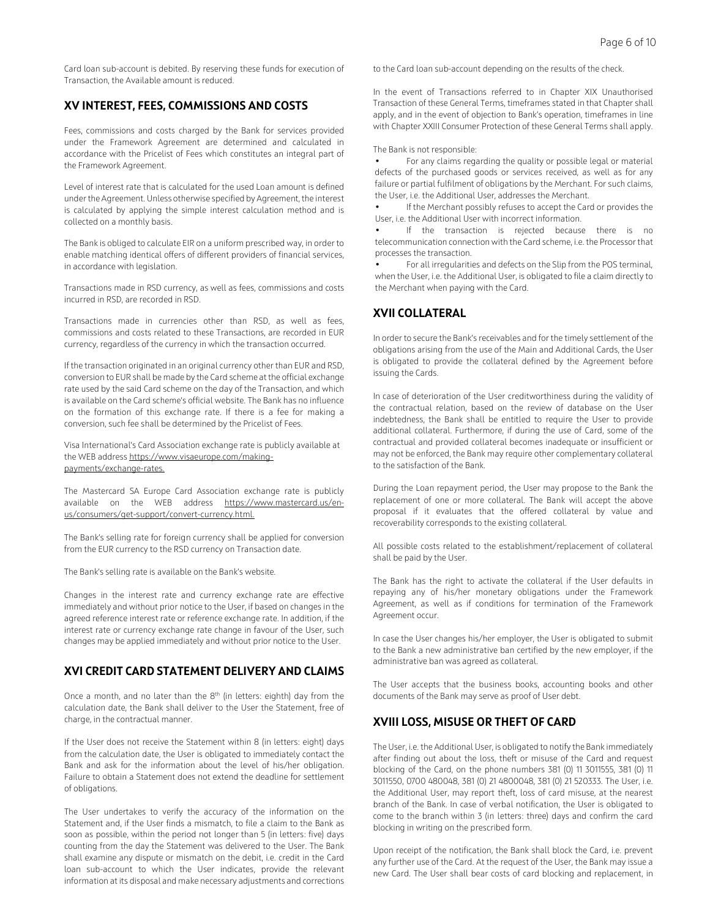Card loan sub-account is debited. By reserving these funds for execution of Transaction, the Available amount is reduced.

## XV INTEREST, FEES, COMMISSIONS AND COSTS

Fees, commissions and costs charged by the Bank for services provided under the Framework Agreement are determined and calculated in accordance with the Pricelist of Fees which constitutes an integral part of the Framework Agreement.

Level of interest rate that is calculated for the used Loan amount is defined under the Agreement. Unless otherwise specified by Agreement, the interest is calculated by applying the simple interest calculation method and is collected on a monthly basis.

The Bank is obliged to calculate EIR on a uniform prescribed way, in order to enable matching identical offers of different providers of financial services, in accordance with legislation.

Transactions made in RSD currency, as well as fees, commissions and costs incurred in RSD, are recorded in RSD.

Transactions made in currencies other than RSD, as well as fees, commissions and costs related to these Transactions, are recorded in EUR currency, regardless of the currency in which the transaction occurred.

If the transaction originated in an original currency other than EUR and RSD, conversion to EUR shall be made by the Card scheme at the official exchange rate used by the said Card scheme on the day of the Transaction, and which is available on the Card scheme's official website. The Bank has no influence on the formation of this exchange rate. If there is a fee for making a conversion, such fee shall be determined by the Pricelist of Fees.

Visa International's Card Association exchange rate is publicly available at the WEB address https://www.visaeurope.com/making-payments/exchange-rates.

The Mastercard SA Europe Card Association exchange rate is publicly available on the WEB address https://www.mastercard.us/en-us/consumers/get-support/convert-currency.html.

The Bank's selling rate for foreign currency shall be applied for conversion from the EUR currency to the RSD currency on Transaction date.

The Bank's selling rate is available on the Bank's website.

Changes in the interest rate and currency exchange rate are effective immediately and without prior notice to the User, if based on changes in the agreed reference interest rate or reference exchange rate. In addition, if the interest rate or currency exchange rate change in favour of the User, such changes may be applied immediately and without prior notice to the User.

## XVI CREDIT CARD STATEMENT DELIVERY AND CLAIMS

Once a month, and no later than the 8th (in letters: eighth) day from the calculation date, the Bank shall deliver to the User the Statement, free of charge, in the contractual manner.

If the User does not receive the Statement within 8 (in letters: eight) days from the calculation date, the User is obligated to immediately contact the Bank and ask for the information about the level of his/her obligation. Failure to obtain a Statement does not extend the deadline for settlement of obligations.

The User undertakes to verify the accuracy of the information on the Statement and, if the User finds a mismatch, to file a claim to the Bank as soon as possible, within the period not longer than 5 (in letters: five) days counting from the day the Statement was delivered to the User. The Bank shall examine any dispute or mismatch on the debit, i.e. credit in the Card loan sub-account to which the User indicates, provide the relevant information at its disposal and make necessary adjustments and corrections to the Card loan sub-account depending on the results of the check.

In the event of Transactions referred to in Chapter XIX Unauthorised Transaction of these General Terms, timeframes stated in that Chapter shall apply, and in the event of objection to Bank's operation, timeframes in line with Chapter XXIII Consumer Protection of these General Terms shall apply.

The Bank is not responsible:

- For any claims regarding the quality or possible legal or material defects of the purchased goods or services received, as well as for any failure or partial fulfilment of obligations by the Merchant. For such claims, the User, i.e. the Additional User, addresses the Merchant.
- If the Merchant possibly refuses to accept the Card or provides the User, i.e. the Additional User with incorrect information.
- If the transaction is rejected because there is no telecommunication connection with the Card scheme, i.e. the Processor that processes the transaction.
- For all irregularities and defects on the Slip from the POS terminal, when the User, i.e. the Additional User, is obligated to file a claim directly to the Merchant when paying with the Card.

## XVII COLLATERAL

In order to secure the Bank's receivables and for the timely settlement of the obligations arising from the use of the Main and Additional Cards, the User is obligated to provide the collateral defined by the Agreement before issuing the Cards.

In case of deterioration of the User creditworthiness during the validity of the contractual relation, based on the review of database on the User indebtedness, the Bank shall be entitled to require the User to provide additional collateral. Furthermore, if during the use of Card, some of the contractual and provided collateral becomes inadequate or insufficient or may not be enforced, the Bank may require other complementary collateral to the satisfaction of the Bank.

During the Loan repayment period, the User may propose to the Bank the replacement of one or more collateral. The Bank will accept the above proposal if it evaluates that the offered collateral by value and recoverability corresponds to the existing collateral.

All possible costs related to the establishment/replacement of collateral shall be paid by the User.

The Bank has the right to activate the collateral if the User defaults in repaying any of his/her monetary obligations under the Framework Agreement, as well as if conditions for termination of the Framework Agreement occur.

In case the User changes his/her employer, the User is obligated to submit to the Bank a new administrative ban certified by the new employer, if the administrative ban was agreed as collateral.

The User accepts that the business books, accounting books and other documents of the Bank may serve as proof of User debt.

## XVIII LOSS, MISUSE OR THEFT OF CARD

The User, i.e. the Additional User, is obligated to notify the Bank immediately after finding out about the loss, theft or misuse of the Card and request blocking of the Card, on the phone numbers 381 (0) 11 3011555, 381 (0) 11 3011550, 0700 480048, 381 (0) 21 4800048, 381 (0) 21 520333. The User, i.e. the Additional User, may report theft, loss of card misuse, at the nearest branch of the Bank. In case of verbal notification, the User is obligated to come to the branch within 3 (in letters: three) days and confirm the card blocking in writing on the prescribed form.

Upon receipt of the notification, the Bank shall block the Card, i.e. prevent any further use of the Card. At the request of the User, the Bank may issue a new Card. The User shall bear costs of card blocking and replacement, in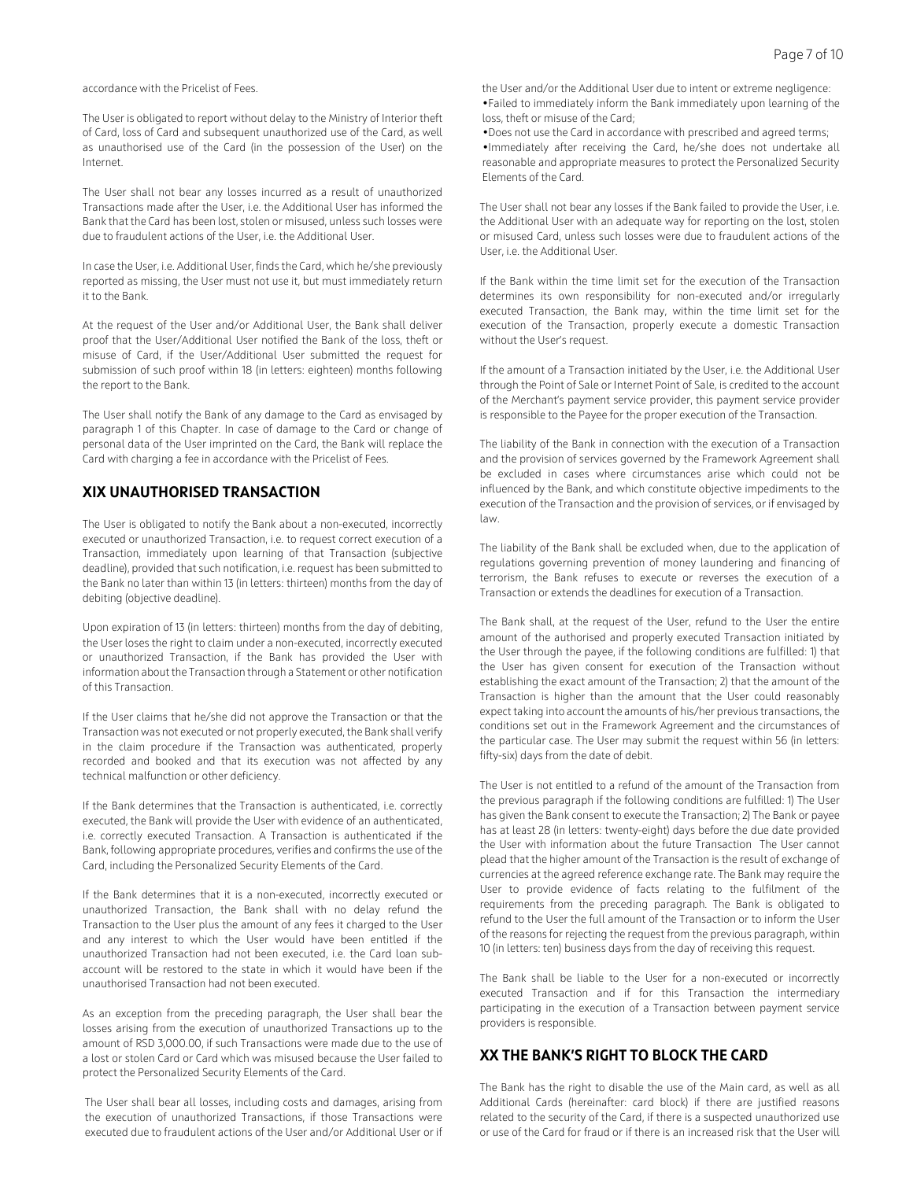accordance with the Pricelist of Fees.

The User is obligated to report without delay to the Ministry of Interior theft of Card, loss of Card and subsequent unauthorized use of the Card, as well as unauthorised use of the Card (in the possession of the User) on the Internet.

The User shall not bear any losses incurred as a result of unauthorized Transactions made after the User, i.e. the Additional User has informed the Bank that the Card has been lost, stolen or misused, unless such losses were due to fraudulent actions of the User, i.e. the Additional User.

In case the User, i.e. Additional User, finds the Card, which he/she previously reported as missing, the User must not use it, but must immediately return it to the Bank.

At the request of the User and/or Additional User, the Bank shall deliver proof that the User/Additional User notified the Bank of the loss, theft or misuse of Card, if the User/Additional User submitted the request for submission of such proof within 18 (in letters: eighteen) months following the report to the Bank.

The User shall notify the Bank of any damage to the Card as envisaged by paragraph 1 of this Chapter. In case of damage to the Card or change of personal data of the User imprinted on the Card, the Bank will replace the Card with charging a fee in accordance with the Pricelist of Fees.

## XIX UNAUTHORISED TRANSACTION

The User is obligated to notify the Bank about a non-executed, incorrectly executed or unauthorized Transaction, i.e. to request correct execution of a Transaction, immediately upon learning of that Transaction (subjective deadline), provided that such notification, i.e. request has been submitted to the Bank no later than within 13 (in letters: thirteen) months from the day of debiting (objective deadline).

Upon expiration of 13 (in letters: thirteen) months from the day of debiting, the User loses the right to claim under a non-executed, incorrectly executed or unauthorized Transaction, if the Bank has provided the User with information about the Transaction through a Statement or other notification of this Transaction.

If the User claims that he/she did not approve the Transaction or that the Transaction was not executed or not properly executed, the Bank shall verify in the claim procedure if the Transaction was authenticated, properly recorded and booked and that its execution was not affected by any technical malfunction or other deficiency.

If the Bank determines that the Transaction is authenticated, i.e. correctly executed, the Bank will provide the User with evidence of an authenticated, i.e. correctly executed Transaction. A Transaction is authenticated if the Bank, following appropriate procedures, verifies and confirms the use of the Card, including the Personalized Security Elements of the Card.

If the Bank determines that it is a non-executed, incorrectly executed or unauthorized Transaction, the Bank shall with no delay refund the Transaction to the User plus the amount of any fees it charged to the User and any interest to which the User would have been entitled if the unauthorized Transaction had not been executed, i.e. the Card loan sub-account will be restored to the state in which it would have been if the unauthorised Transaction had not been executed.

As an exception from the preceding paragraph, the User shall bear the losses arising from the execution of unauthorized Transactions up to the amount of RSD 3,000.00, if such Transactions were made due to the use of a lost or stolen Card or Card which was misused because the User failed to protect the Personalized Security Elements of the Card.

The User shall bear all losses, including costs and damages, arising from the execution of unauthorized Transactions, if those Transactions were executed due to fraudulent actions of the User and/or Additional User or if the User and/or the Additional User due to intent or extreme negligence:

- Failed to immediately inform the Bank immediately upon learning of the loss, theft or misuse of the Card;
- Does not use the Card in accordance with prescribed and agreed terms;
- Immediately after receiving the Card, he/she does not undertake all reasonable and appropriate measures to protect the Personalized Security Elements of the Card.

The User shall not bear any losses if the Bank failed to provide the User, i.e. the Additional User with an adequate way for reporting on the lost, stolen or misused Card, unless such losses were due to fraudulent actions of the User, i.e. the Additional User.

If the Bank within the time limit set for the execution of the Transaction determines its own responsibility for non-executed and/or irregularly executed Transaction, the Bank may, within the time limit set for the execution of the Transaction, properly execute a domestic Transaction without the User's request.

If the amount of a Transaction initiated by the User, i.e. the Additional User through the Point of Sale or Internet Point of Sale, is credited to the account of the Merchant's payment service provider, this payment service provider is responsible to the Payee for the proper execution of the Transaction.

The liability of the Bank in connection with the execution of a Transaction and the provision of services governed by the Framework Agreement shall be excluded in cases where circumstances arise which could not be influenced by the Bank, and which constitute objective impediments to the execution of the Transaction and the provision of services, or if envisaged by law.

The liability of the Bank shall be excluded when, due to the application of regulations governing prevention of money laundering and financing of terrorism, the Bank refuses to execute or reverses the execution of a Transaction or extends the deadlines for execution of a Transaction.

The Bank shall, at the request of the User, refund to the User the entire amount of the authorised and properly executed Transaction initiated by the User through the payee, if the following conditions are fulfilled: 1) that the User has given consent for execution of the Transaction without establishing the exact amount of the Transaction; 2) that the amount of the Transaction is higher than the amount that the User could reasonably expect taking into account the amounts of his/her previous transactions, the conditions set out in the Framework Agreement and the circumstances of the particular case. The User may submit the request within 56 (in letters: fifty-six) days from the date of debit.

The User is not entitled to a refund of the amount of the Transaction from the previous paragraph if the following conditions are fulfilled: 1) The User has given the Bank consent to execute the Transaction; 2) The Bank or payee has at least 28 (in letters: twenty-eight) days before the due date provided the User with information about the future Transaction The User cannot plead that the higher amount of the Transaction is the result of exchange of currencies at the agreed reference exchange rate. The Bank may require the User to provide evidence of facts relating to the fulfilment of the requirements from the preceding paragraph. The Bank is obligated to refund to the User the full amount of the Transaction or to inform the User of the reasons for rejecting the request from the previous paragraph, within 10 (in letters: ten) business days from the day of receiving this request.

The Bank shall be liable to the User for a non-executed or incorrectly executed Transaction and if for this Transaction the intermediary participating in the execution of a Transaction between payment service providers is responsible.

## XX THE BANK'S RIGHT TO BLOCK THE CARD

The Bank has the right to disable the use of the Main card, as well as all Additional Cards (hereinafter: card block) if there are justified reasons related to the security of the Card, if there is a suspected unauthorized use or use of the Card for fraud or if there is an increased risk that the User will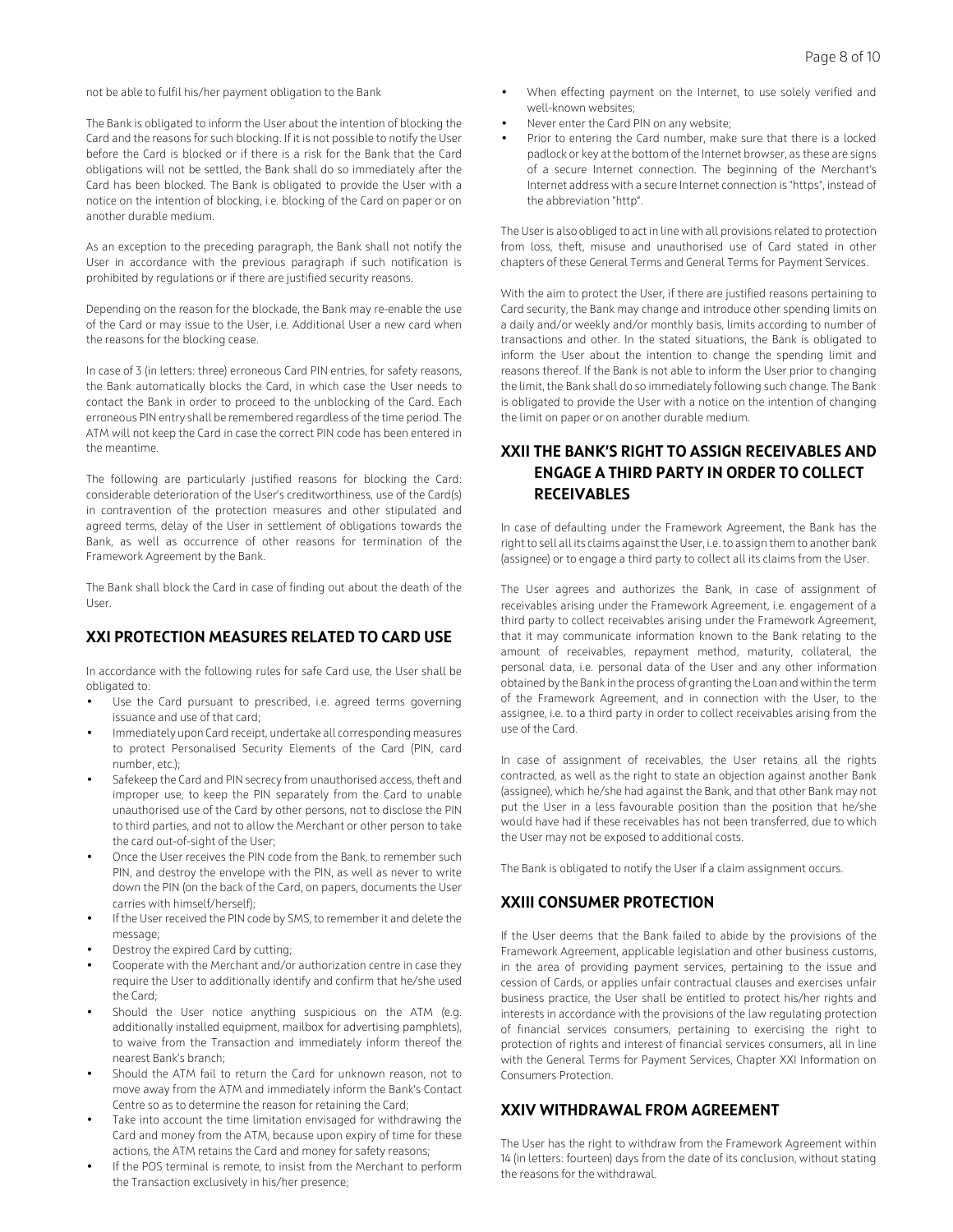not be able to fulfil his/her payment obligation to the Bank

The Bank is obligated to inform the User about the intention of blocking the Card and the reasons for such blocking. If it is not possible to notify the User before the Card is blocked or if there is a risk for the Bank that the Card obligations will not be settled, the Bank shall do so immediately after the Card has been blocked. The Bank is obligated to provide the User with a notice on the intention of blocking, i.e. blocking of the Card on paper or on another durable medium.

As an exception to the preceding paragraph, the Bank shall not notify the User in accordance with the previous paragraph if such notification is prohibited by regulations or if there are justified security reasons.

Depending on the reason for the blockade, the Bank may re-enable the use of the Card or may issue to the User, i.e. Additional User a new card when the reasons for the blocking cease.

In case of 3 (in letters: three) erroneous Card PIN entries, for safety reasons, the Bank automatically blocks the Card, in which case the User needs to contact the Bank in order to proceed to the unblocking of the Card. Each erroneous PIN entry shall be remembered regardless of the time period. The ATM will not keep the Card in case the correct PIN code has been entered in the meantime.

The following are particularly justified reasons for blocking the Card: considerable deterioration of the User's creditworthiness, use of the Card(s) in contravention of the protection measures and other stipulated and agreed terms, delay of the User in settlement of obligations towards the Bank, as well as occurrence of other reasons for termination of the Framework Agreement by the Bank.

The Bank shall block the Card in case of finding out about the death of the User.

## XXI PROTECTION MEASURES RELATED TO CARD USE

In accordance with the following rules for safe Card use, the User shall be obligated to:

- Use the Card pursuant to prescribed, i.e. agreed terms governing issuance and use of that card;
- Immediately upon Card receipt, undertake all corresponding measures to protect Personalised Security Elements of the Card (PIN, card number, etc.);
- Safekeep the Card and PIN secrecy from unauthorised access, theft and improper use, to keep the PIN separately from the Card to unable unauthorised use of the Card by other persons, not to disclose the PIN to third parties, and not to allow the Merchant or other person to take the card out-of-sight of the User;
- Once the User receives the PIN code from the Bank, to remember such PIN, and destroy the envelope with the PIN, as well as never to write down the PIN (on the back of the Card, on papers, documents the User carries with himself/herself);
- If the User received the PIN code by SMS, to remember it and delete the message;
- Destroy the expired Card by cutting;
- Cooperate with the Merchant and/or authorization centre in case they require the User to additionally identify and confirm that he/she used the Card;
- Should the User notice anything suspicious on the ATM (e.g. additionally installed equipment, mailbox for advertising pamphlets), to waive from the Transaction and immediately inform thereof the nearest Bank's branch;
- Should the ATM fail to return the Card for unknown reason, not to move away from the ATM and immediately inform the Bank's Contact Centre so as to determine the reason for retaining the Card;
- Take into account the time limitation envisaged for withdrawing the Card and money from the ATM, because upon expiry of time for these actions, the ATM retains the Card and money for safety reasons;
- If the POS terminal is remote, to insist from the Merchant to perform the Transaction exclusively in his/her presence;
- When effecting payment on the Internet, to use solely verified and well-known websites;
- Never enter the Card PIN on any website;
- Prior to entering the Card number, make sure that there is a locked padlock or key at the bottom of the Internet browser, as these are signs of a secure Internet connection. The beginning of the Merchant's Internet address with a secure Internet connection is "https", instead of the abbreviation "http".

The User is also obliged to act in line with all provisions related to protection from loss, theft, misuse and unauthorised use of Card stated in other chapters of these General Terms and General Terms for Payment Services.

With the aim to protect the User, if there are justified reasons pertaining to Card security, the Bank may change and introduce other spending limits on a daily and/or weekly and/or monthly basis, limits according to number of transactions and other. In the stated situations, the Bank is obligated to inform the User about the intention to change the spending limit and reasons thereof. If the Bank is not able to inform the User prior to changing the limit, the Bank shall do so immediately following such change. The Bank is obligated to provide the User with a notice on the intention of changing the limit on paper or on another durable medium.

## XXII THE BANK'S RIGHT TO ASSIGN RECEIVABLES AND ENGAGE A THIRD PARTY IN ORDER TO COLLECT RECEIVABLES

In case of defaulting under the Framework Agreement, the Bank has the right to sell all its claims against the User, i.e. to assign them to another bank (assignee) or to engage a third party to collect all its claims from the User.

The User agrees and authorizes the Bank, in case of assignment of receivables arising under the Framework Agreement, i.e. engagement of a third party to collect receivables arising under the Framework Agreement, that it may communicate information known to the Bank relating to the amount of receivables, repayment method, maturity, collateral, the personal data, i.e. personal data of the User and any other information obtained by the Bank in the process of granting the Loan and within the term of the Framework Agreement, and in connection with the User, to the assignee, i.e. to a third party in order to collect receivables arising from the use of the Card.

In case of assignment of receivables, the User retains all the rights contracted, as well as the right to state an objection against another Bank (assignee), which he/she had against the Bank, and that other Bank may not put the User in a less favourable position than the position that he/she would have had if these receivables has not been transferred, due to which the User may not be exposed to additional costs.

The Bank is obligated to notify the User if a claim assignment occurs.

## XXIII CONSUMER PROTECTION

If the User deems that the Bank failed to abide by the provisions of the Framework Agreement, applicable legislation and other business customs, in the area of providing payment services, pertaining to the issue and cession of Cards, or applies unfair contractual clauses and exercises unfair business practice, the User shall be entitled to protect his/her rights and interests in accordance with the provisions of the law regulating protection of financial services consumers, pertaining to exercising the right to protection of rights and interest of financial services consumers, all in line with the General Terms for Payment Services, Chapter XXI Information on Consumers Protection.

## XXIV WITHDRAWAL FROM AGREEMENT

The User has the right to withdraw from the Framework Agreement within 14 (in letters: fourteen) days from the date of its conclusion, without stating the reasons for the withdrawal.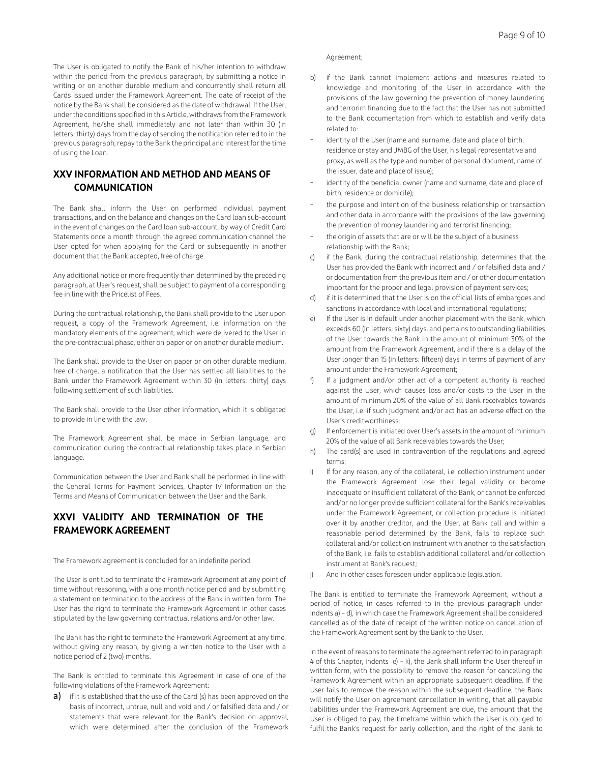The User is obligated to notify the Bank of his/her intention to withdraw within the period from the previous paragraph, by submitting a notice in writing or on another durable medium and concurrently shall return all Cards issued under the Framework Agreement. The date of receipt of the notice by the Bank shall be considered as the date of withdrawal. If the User, under the conditions specified in this Article, withdraws from the Framework Agreement, he/she shall immediately and not later than within 30 (in letters: thirty) days from the day of sending the notification referred to in the previous paragraph, repay to the Bank the principal and interest for the time of using the Loan.

## XXV INFORMATION AND METHOD AND MEANS OF COMMUNICATION

The Bank shall inform the User on performed individual payment transactions, and on the balance and changes on the Card loan sub-account in the event of changes on the Card loan sub-account, by way of Credit Card Statements once a month through the agreed communication channel the User opted for when applying for the Card or subsequently in another document that the Bank accepted, free of charge.

Any additional notice or more frequently than determined by the preceding paragraph, at User's request, shall be subject to payment of a corresponding fee in line with the Pricelist of Fees.

During the contractual relationship, the Bank shall provide to the User upon request, a copy of the Framework Agreement, i.e. information on the mandatory elements of the agreement, which were delivered to the User in the pre-contractual phase, either on paper or on another durable medium.

The Bank shall provide to the User on paper or on other durable medium, free of charge, a notification that the User has settled all liabilities to the Bank under the Framework Agreement within 30 (in letters: thirty) days following settlement of such liabilities.

The Bank shall provide to the User other information, which it is obligated to provide in line with the law.

The Framework Agreement shall be made in Serbian language, and communication during the contractual relationship takes place in Serbian language.

Communication between the User and Bank shall be performed in line with the General Terms for Payment Services, Chapter IV Information on the Terms and Means of Communication between the User and the Bank.

## XXVI VALIDITY AND TERMINATION OF THE FRAMEWORK AGREEMENT

The Framework agreement is concluded for an indefinite period.

The User is entitled to terminate the Framework Agreement at any point of time without reasoning, with a one month notice period and by submitting a statement on termination to the address of the Bank in written form. The User has the right to terminate the Framework Agreement in other cases stipulated by the law governing contractual relations and/or other law.

The Bank has the right to terminate the Framework Agreement at any time, without giving any reason, by giving a written notice to the User with a notice period of 2 (two) months.

The Bank is entitled to terminate this Agreement in case of one of the following violations of the Framework Agreement:

a) if it is established that the use of the Card (s) has been approved on the basis of incorrect, untrue, null and void and / or falsified data and / or statements that were relevant for the Bank's decision on approval, which were determined after the conclusion of the Framework Agreement;
b) if the Bank cannot implement actions and measures related to knowledge and monitoring of the User in accordance with the provisions of the law governing the prevention of money laundering and terrorim financing due to the fact that the User has not submitted to the Bank documentation from which to establish and verify data related to:
   - identity of the User (name and surname, date and place of birth, residence or stay and JMBG of the User, his legal representative and proxy, as well as the type and number of personal document, name of the issuer, date and place of issue);
   - identity of the beneficial owner (name and surname, date and place of birth, residence or domicile);
   - the purpose and intention of the business relationship or transaction and other data in accordance with the provisions of the law governing the prevention of money laundering and terrorist financing;
   - the origin of assets that are or will be the subject of a business relationship with the Bank;
c) if the Bank, during the contractual relationship, determines that the User has provided the Bank with incorrect and / or falsified data and / or documentation from the previous item and / or other documentation important for the proper and legal provision of payment services;
d) if it is determined that the User is on the official lists of embargoes and sanctions in accordance with local and international regulations;
e) If the User is in default under another placement with the Bank, which exceeds 60 (in letters; sixty) days, and pertains to outstanding liabilities of the User towards the Bank in the amount of minimum 30% of the amount from the Framework Agreement, and if there is a delay of the User longer than 15 (in letters: fifteen) days in terms of payment of any amount under the Framework Agreement;
f) If a judgment and/or other act of a competent authority is reached against the User, which causes loss and/or costs to the User in the amount of minimum 20% of the value of all Bank receivables towards the User, i.e. if such judgment and/or act has an adverse effect on the User's creditworthiness;
g) If enforcement is initiated over User's assets in the amount of minimum 20% of the value of all Bank receivables towards the User;
h) The card(s) are used in contravention of the regulations and agreed terms;
i) If for any reason, any of the collateral, i.e. collection instrument under the Framework Agreement lose their legal validity or become inadequate or insufficient collateral of the Bank, or cannot be enforced and/or no longer provide sufficient collateral for the Bank's receivables under the Framework Agreement, or collection procedure is initiated over it by another creditor, and the User, at Bank call and within a reasonable period determined by the Bank, fails to replace such collateral and/or collection instrument with another to the satisfaction of the Bank, i.e. fails to establish additional collateral and/or collection instrument at Bank's request;
j) And in other cases foreseen under applicable legislation.

The Bank is entitled to terminate the Framework Agreement, without a period of notice, in cases referred to in the previous paragraph under indents a) - d), in which case the Framework Agreement shall be considered cancelled as of the date of receipt of the written notice on cancellation of the Framework Agreement sent by the Bank to the User.

In the event of reasons to terminate the agreement referred to in paragraph 4 of this Chapter, indents e) - k), the Bank shall inform the User thereof in written form, with the possibility to remove the reason for cancelling the Framework Agreement within an appropriate subsequent deadline. If the User fails to remove the reason within the subsequent deadline, the Bank will notify the User on agreement cancellation in writing, that all payable liabilities under the Framework Agreement are due, the amount that the User is obliged to pay, the timeframe within which the User is obliged to fulfil the Bank's request for early collection, and the right of the Bank to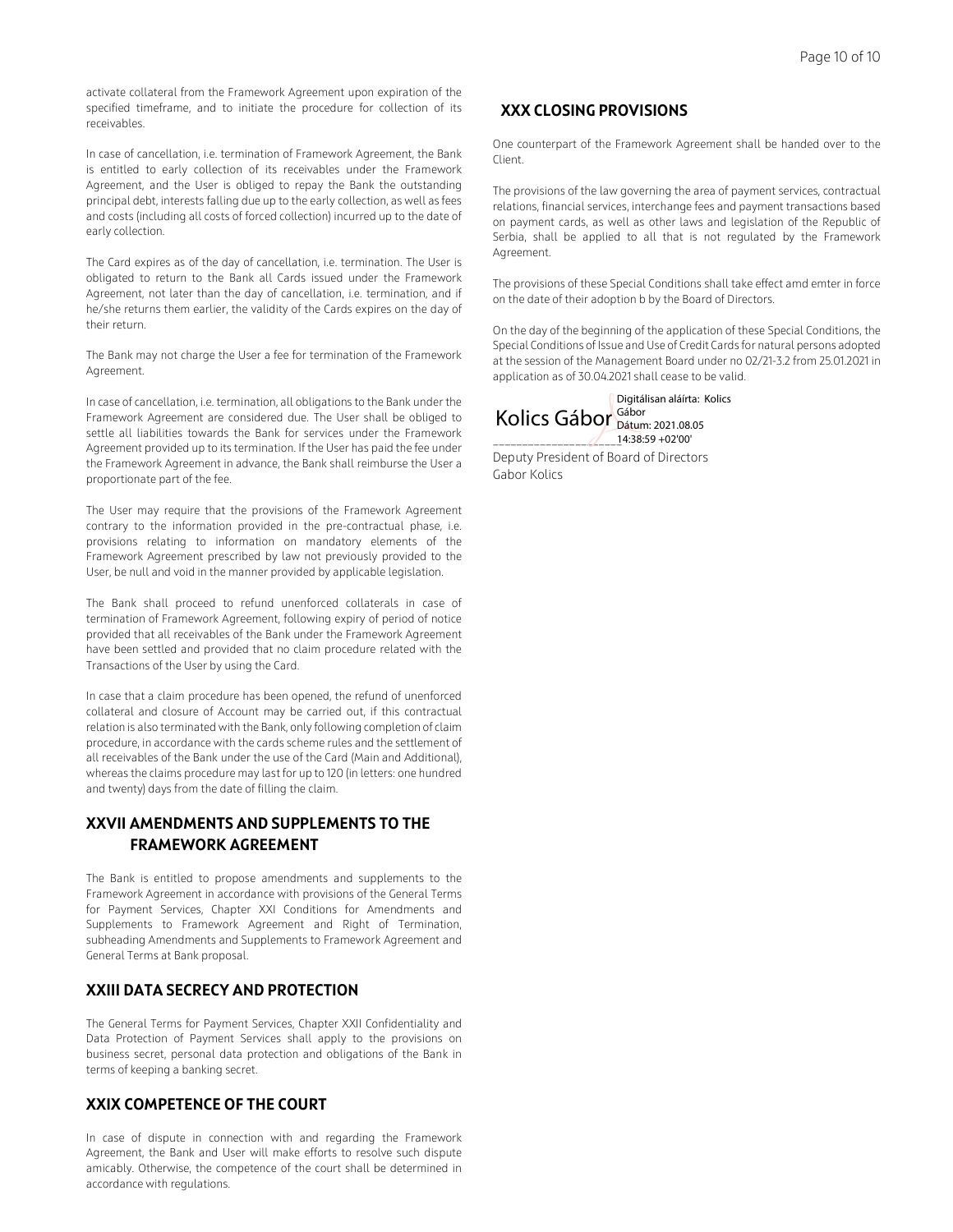activate collateral from the Framework Agreement upon expiration of the specified timeframe, and to initiate the procedure for collection of its receivables.

In case of cancellation, i.e. termination of Framework Agreement, the Bank is entitled to early collection of its receivables under the Framework Agreement, and the User is obliged to repay the Bank the outstanding principal debt, interests falling due up to the early collection, as well as fees and costs (including all costs of forced collection) incurred up to the date of early collection.

The Card expires as of the day of cancellation, i.e. termination. The User is obligated to return to the Bank all Cards issued under the Framework Agreement, not later than the day of cancellation, i.e. termination, and if he/she returns them earlier, the validity of the Cards expires on the day of their return.

The Bank may not charge the User a fee for termination of the Framework Agreement.

In case of cancellation, i.e. termination, all obligations to the Bank under the Framework Agreement are considered due. The User shall be obliged to settle all liabilities towards the Bank for services under the Framework Agreement provided up to its termination. If the User has paid the fee under the Framework Agreement in advance, the Bank shall reimburse the User a proportionate part of the fee.

The User may require that the provisions of the Framework Agreement contrary to the information provided in the pre-contractual phase, i.e. provisions relating to information on mandatory elements of the Framework Agreement prescribed by law not previously provided to the User, be null and void in the manner provided by applicable legislation.

The Bank shall proceed to refund unenforced collaterals in case of termination of Framework Agreement, following expiry of period of notice provided that all receivables of the Bank under the Framework Agreement have been settled and provided that no claim procedure related with the Transactions of the User by using the Card.

In case that a claim procedure has been opened, the refund of unenforced collateral and closure of Account may be carried out, if this contractual relation is also terminated with the Bank, only following completion of claim procedure, in accordance with the cards scheme rules and the settlement of all receivables of the Bank under the use of the Card (Main and Additional), whereas the claims procedure may last for up to 120 (in letters: one hundred and twenty) days from the date of filling the claim.

## XXVII AMENDMENTS AND SUPPLEMENTS TO THE FRAMEWORK AGREEMENT

The Bank is entitled to propose amendments and supplements to the Framework Agreement in accordance with provisions of the General Terms for Payment Services, Chapter XXI Conditions for Amendments and Supplements to Framework Agreement and Right of Termination, subheading Amendments and Supplements to Framework Agreement and General Terms at Bank proposal.

## XXIII DATA SECRECY AND PROTECTION

The General Terms for Payment Services, Chapter XXII Confidentiality and Data Protection of Payment Services shall apply to the provisions on business secret, personal data protection and obligations of the Bank in terms of keeping a banking secret.

## XXIX COMPETENCE OF THE COURT

In case of dispute in connection with and regarding the Framework Agreement, the Bank and User will make efforts to resolve such dispute amicably. Otherwise, the competence of the court shall be determined in accordance with regulations.

## XXX CLOSING PROVISIONS

One counterpart of the Framework Agreement shall be handed over to the Client.

The provisions of the law governing the area of payment services, contractual relations, financial services, interchange fees and payment transactions based on payment cards, as well as other laws and legislation of the Republic of Serbia, shall be applied to all that is not regulated by the Framework Agreement.

The provisions of these Special Conditions shall take effect amd emter in force on the date of their adoption b by the Board of Directors.

On the day of the beginning of the application of these Special Conditions, the Special Conditions of Issue and Use of Credit Cards for natural persons adopted at the session of the Management Board under no 02/21-3.2 from 25.01.2021 in application as of 30.04.2021 shall cease to be valid.

Kolics Gábor

Digitálisan aláírta: Kolics Gábor
Dátum: 2021.08.05 14:38:59 +02'00'

____________________

Deputy President of Board of Directors
Gabor Kolics